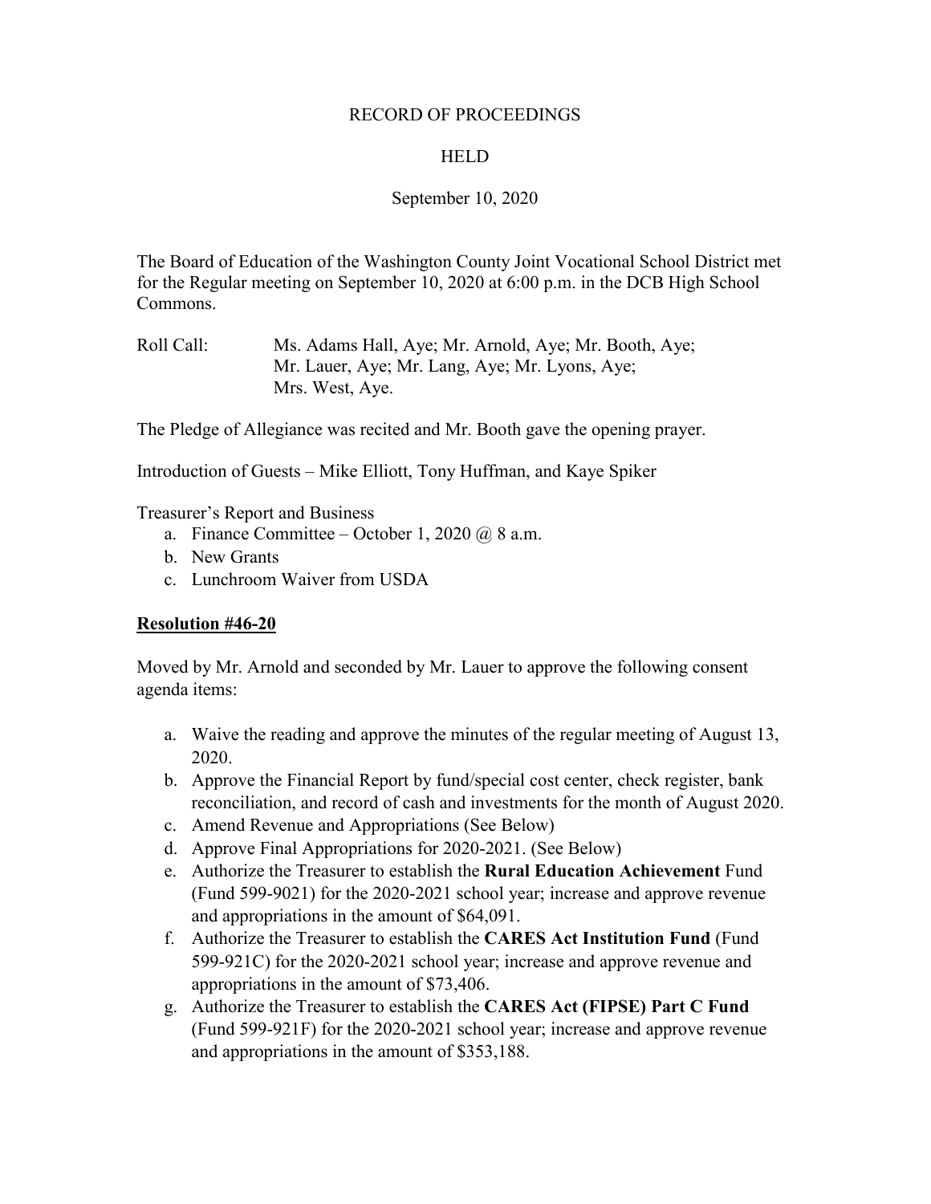RECORD OF PROCEEDINGS

HELD

September 10, 2020

The Board of Education of the Washington County Joint Vocational School District met for the Regular meeting on September 10, 2020 at 6:00 p.m. in the DCB High School Commons.

Roll Call: Ms. Adams Hall, Aye; Mr. Arnold, Aye; Mr. Booth, Aye; Mr. Lauer, Aye; Mr. Lang, Aye; Mr. Lyons, Aye; Mrs. West, Aye.

The Pledge of Allegiance was recited and Mr. Booth gave the opening prayer.

Introduction of Guests – Mike Elliott, Tony Huffman, and Kaye Spiker

Treasurer's Report and Business

a. Finance Committee – October 1, 2020 @ 8 a.m.
b. New Grants
c. Lunchroom Waiver from USDA

**Resolution #46-20**

Moved by Mr. Arnold and seconded by Mr. Lauer to approve the following consent agenda items:

a. Waive the reading and approve the minutes of the regular meeting of August 13, 2020.
b. Approve the Financial Report by fund/special cost center, check register, bank reconciliation, and record of cash and investments for the month of August 2020.
c. Amend Revenue and Appropriations (See Below)
d. Approve Final Appropriations for 2020-2021. (See Below)
e. Authorize the Treasurer to establish the **Rural Education Achievement** Fund (Fund 599-9021) for the 2020-2021 school year; increase and approve revenue and appropriations in the amount of $64,091.
f. Authorize the Treasurer to establish the **CARES Act Institution Fund** (Fund 599-921C) for the 2020-2021 school year; increase and approve revenue and appropriations in the amount of $73,406.
g. Authorize the Treasurer to establish the **CARES Act (FIPSE) Part C Fund** (Fund 599-921F) for the 2020-2021 school year; increase and approve revenue and appropriations in the amount of $353,188.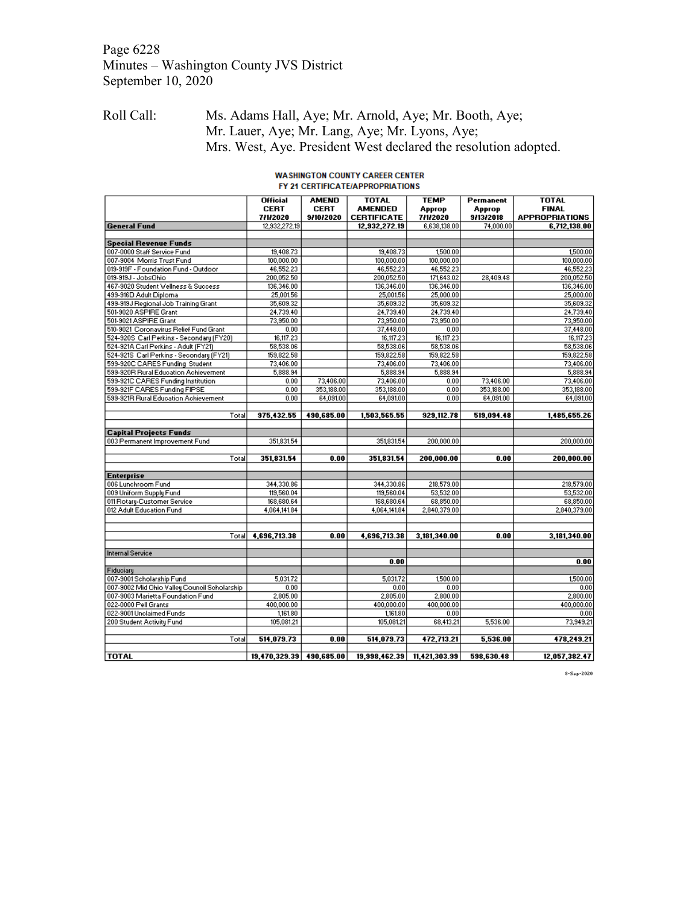Roll Call: Ms. Adams Hall, Aye; Mr. Arnold, Aye; Mr. Booth, Aye; Mr. Lauer, Aye; Mr. Lang, Aye; Mr. Lyons, Aye; Mrs. West, Aye. President West declared the resolution adopted.

**WASHINGTON COUNTY CAREER CENTER**
**FY 21 CERTIFICATE/APPROPRIATIONS**

| | Official CERT 7/1/2020 | AMEND CERT 9/10/2020 | TOTAL AMENDED CERTIFICATE | TEMP Approp 7/1/2020 | Permanent Approp 9/13/2018 | TOTAL FINAL APPROPRIATIONS |
|---|---|---|---|---|---|---|
| **General Fund** | 12,932,272.19 | | 12,932,272.19 | 6,638,138.00 | 74,000.00 | 6,712,138.00 |
| | | | | | | |
| **Special Revenue Funds** | | | | | | |
| 007-0000 Staff Service Fund | 19,408.73 | | 19,408.73 | 1,500.00 | | 1,500.00 |
| 007-9004 Morris Trust Fund | 100,000.00 | | 100,000.00 | 100,000.00 | | 100,000.00 |
| 019-919F - Foundation Fund - Outdoor | 46,552.23 | | 46,552.23 | 46,552.23 | | 46,552.23 |
| 019-919J - JobsOhio | 200,052.50 | | 200,052.50 | 171,643.02 | 28,409.48 | 200,052.50 |
| 467-9020 Student Wellness & Success | 136,346.00 | | 136,346.00 | 136,346.00 | | 136,346.00 |
| 499-916D Adult Diploma | 25,001.56 | | 25,001.56 | 25,000.00 | | 25,000.00 |
| 499-919J Regional Job Training Grant | 35,609.32 | | 35,609.32 | 35,609.32 | | 35,609.32 |
| 501-9020 ASPIRE Grant | 24,739.40 | | 24,739.40 | 24,739.40 | | 24,739.40 |
| 501-9021 ASPIRE Grant | 73,950.00 | | 73,950.00 | 73,950.00 | | 73,950.00 |
| 510-9021 Coronavirus Relief Fund Grant | 0.00 | | 37,448.00 | 0.00 | | 37,448.00 |
| 524-920S Carl Perkins - Secondary (FY20) | 16,117.23 | | 16,117.23 | 16,117.23 | | 16,117.23 |
| 524-921A Carl Perkins - Adult (FY21) | 58,538.06 | | 58,538.06 | 58,538.06 | | 58,538.06 |
| 524-921S Carl Perkins - Secondary (FY21) | 159,822.58 | | 159,822.58 | 159,822.58 | | 159,822.58 |
| 599-920C CARES Funding Student | 73,406.00 | | 73,406.00 | 73,406.00 | | 73,406.00 |
| 599-920R Rural Education Achievement | 5,888.94 | | 5,888.94 | 5,888.94 | | 5,888.94 |
| 599-921C CARES Funding Institution | 0.00 | 73,406.00 | 73,406.00 | 0.00 | 73,406.00 | 73,406.00 |
| 599-921F CARES Funding FIPSE | 0.00 | 353,188.00 | 353,188.00 | 0.00 | 353,188.00 | 353,188.00 |
| 599-921R Rural Education Achievement | 0.00 | 64,091.00 | 64,091.00 | 0.00 | 64,091.00 | 64,091.00 |
| | | | | | | |
| Total | **975,432.55** | **490,685.00** | **1,503,565.55** | **929,112.78** | **519,094.48** | **1,485,655.26** |
| | | | | | | |
| **Capital Projects Funds** | | | | | | |
| 003 Permanent Improvement Fund | 351,831.54 | | 351,831.54 | 200,000.00 | | 200,000.00 |
| | | | | | | |
| Total | **351,831.54** | **0.00** | **351,831.54** | **200,000.00** | **0.00** | **200,000.00** |
| | | | | | | |
| **Enterprise** | | | | | | |
| 006 Lunchroom Fund | 344,330.86 | | 344,330.86 | 218,579.00 | | 218,579.00 |
| 009 Uniform Supply Fund | 119,560.04 | | 119,560.04 | 53,532.00 | | 53,532.00 |
| 011 Rotary-Customer Service | 168,680.64 | | 168,680.64 | 68,850.00 | | 68,850.00 |
| 012 Adult Education Fund | 4,064,141.84 | | 4,064,141.84 | 2,840,379.00 | | 2,840,379.00 |
| | | | | | | |
| Total | **4,696,713.38** | **0.00** | **4,696,713.38** | **3,181,340.00** | **0.00** | **3,181,340.00** |
| | | | | | | |
| Internal Service | | | | | | |
| | | | **0.00** | | | **0.00** |
| Fiduciary | | | | | | |
| 007-9001 Scholarship Fund | 5,031.72 | | 5,031.72 | 1,500.00 | | 1,500.00 |
| 007-9002 Mid Ohio Valley Council Scholarship | 0.00 | | 0.00 | 0.00 | | 0.00 |
| 007-9003 Marietta Foundation Fund | 2,805.00 | | 2,805.00 | 2,800.00 | | 2,800.00 |
| 022-0000 Pell Grants | 400,000.00 | | 400,000.00 | 400,000.00 | | 400,000.00 |
| 022-9001 Unclaimed Funds | 1,161.80 | | 1,161.80 | 0.00 | | 0.00 |
| 200 Student Activity Fund | 105,081.21 | | 105,081.21 | 68,413.21 | 5,536.00 | 73,949.21 |
| | | | | | | |
| Total | **514,079.73** | **0.00** | **514,079.73** | **472,713.21** | **5,536.00** | **478,249.21** |
| | | | | | | |
| **TOTAL** | **19,470,329.39** | **490,685.00** | **19,998,462.39** | **11,421,303.99** | **598,630.48** | **12,057,382.47** |

8-Sep-2020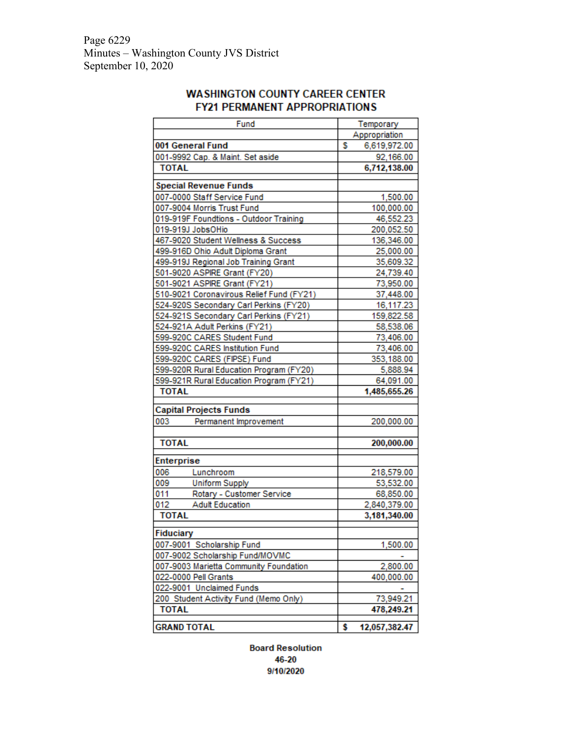# WASHINGTON COUNTY CAREER CENTER
## FY21 PERMANENT APPROPRIATIONS

| Fund | Temporary Appropriation |
|---|---|
| **001 General Fund** | $ 6,619,972.00 |
| 001-9992 Cap. & Maint. Set aside | 92,166.00 |
| **TOTAL** | **6,712,138.00** |
| | |
| **Special Revenue Funds** | |
| 007-0000 Staff Service Fund | 1,500.00 |
| 007-9004 Morris Trust Fund | 100,000.00 |
| 019-919F Foundtions - Outdoor Training | 46,552.23 |
| 019-919J JobsOHio | 200,052.50 |
| 467-9020 Student Wellness & Success | 136,346.00 |
| 499-916D Ohio Adult Diploma Grant | 25,000.00 |
| 499-919J Regional Job Training Grant | 35,609.32 |
| 501-9020 ASPIRE Grant (FY20) | 24,739.40 |
| 501-9021 ASPIRE Grant (FY21) | 73,950.00 |
| 510-9021 Coronavirous Relief Fund (FY21) | 37,448.00 |
| 524-920S Secondary Carl Perkins (FY20) | 16,117.23 |
| 524-921S Secondary Carl Perkins (FY21) | 159,822.58 |
| 524-921A Adult Perkins (FY21) | 58,538.06 |
| 599-920C CARES Student Fund | 73,406.00 |
| 599-920C CARES Institution Fund | 73,406.00 |
| 599-920C CARES (FIPSE) Fund | 353,188.00 |
| 599-920R Rural Education Program (FY20) | 5,888.94 |
| 599-921R Rural Education Program (FY21) | 64,091.00 |
| **TOTAL** | **1,485,655.26** |
| | |
| **Capital Projects Funds** | |
| 003 Permanent Improvement | 200,000.00 |
| | |
| **TOTAL** | **200,000.00** |
| | |
| **Enterprise** | |
| 006 Lunchroom | 218,579.00 |
| 009 Uniform Supply | 53,532.00 |
| 011 Rotary - Customer Service | 68,850.00 |
| 012 Adult Education | 2,840,379.00 |
| **TOTAL** | **3,181,340.00** |
| | |
| **Fiduciary** | |
| 007-9001 Scholarship Fund | 1,500.00 |
| 007-9002 Scholarship Fund/MOVMC | - |
| 007-9003 Marietta Community Foundation | 2,800.00 |
| 022-0000 Pell Grants | 400,000.00 |
| 022-9001 Unclaimed Funds | - |
| 200 Student Activity Fund (Memo Only) | 73,949.21 |
| **TOTAL** | **478,249.21** |
| | |
| **GRAND TOTAL** | **$ 12,057,382.47** |

**Board Resolution**
**46-20**
**9/10/2020**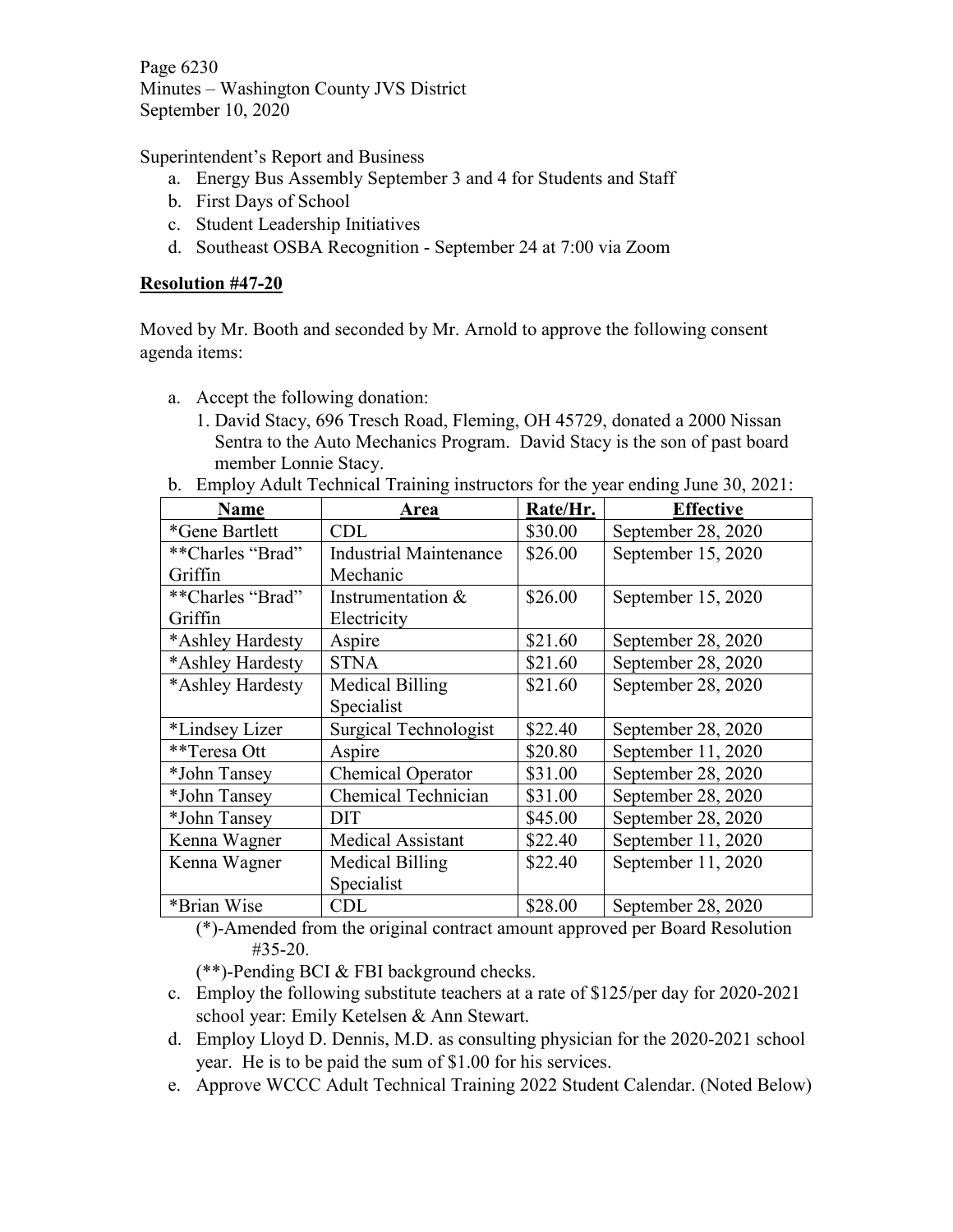Superintendent's Report and Business

a. Energy Bus Assembly September 3 and 4 for Students and Staff
b. First Days of School
c. Student Leadership Initiatives
d. Southeast OSBA Recognition - September 24 at 7:00 via Zoom

**Resolution #47-20**

Moved by Mr. Booth and seconded by Mr. Arnold to approve the following consent agenda items:

a. Accept the following donation:
   1. David Stacy, 696 Tresch Road, Fleming, OH 45729, donated a 2000 Nissan Sentra to the Auto Mechanics Program. David Stacy is the son of past board member Lonnie Stacy.
b. Employ Adult Technical Training instructors for the year ending June 30, 2021:

| Name | Area | Rate/Hr. | Effective |
|---|---|---|---|
| *Gene Bartlett | CDL | $30.00 | September 28, 2020 |
| **Charles "Brad" Griffin | Industrial Maintenance Mechanic | $26.00 | September 15, 2020 |
| **Charles "Brad" Griffin | Instrumentation & Electricity | $26.00 | September 15, 2020 |
| *Ashley Hardesty | Aspire | $21.60 | September 28, 2020 |
| *Ashley Hardesty | STNA | $21.60 | September 28, 2020 |
| *Ashley Hardesty | Medical Billing Specialist | $21.60 | September 28, 2020 |
| *Lindsey Lizer | Surgical Technologist | $22.40 | September 28, 2020 |
| **Teresa Ott | Aspire | $20.80 | September 11, 2020 |
| *John Tansey | Chemical Operator | $31.00 | September 28, 2020 |
| *John Tansey | Chemical Technician | $31.00 | September 28, 2020 |
| *John Tansey | DIT | $45.00 | September 28, 2020 |
| Kenna Wagner | Medical Assistant | $22.40 | September 11, 2020 |
| Kenna Wagner | Medical Billing Specialist | $22.40 | September 11, 2020 |
| *Brian Wise | CDL | $28.00 | September 28, 2020 |

(*)-Amended from the original contract amount approved per Board Resolution #35-20.

(**)-Pending BCI & FBI background checks.

c. Employ the following substitute teachers at a rate of $125/per day for 2020-2021 school year: Emily Ketelsen & Ann Stewart.
d. Employ Lloyd D. Dennis, M.D. as consulting physician for the 2020-2021 school year. He is to be paid the sum of $1.00 for his services.
e. Approve WCCC Adult Technical Training 2022 Student Calendar. (Noted Below)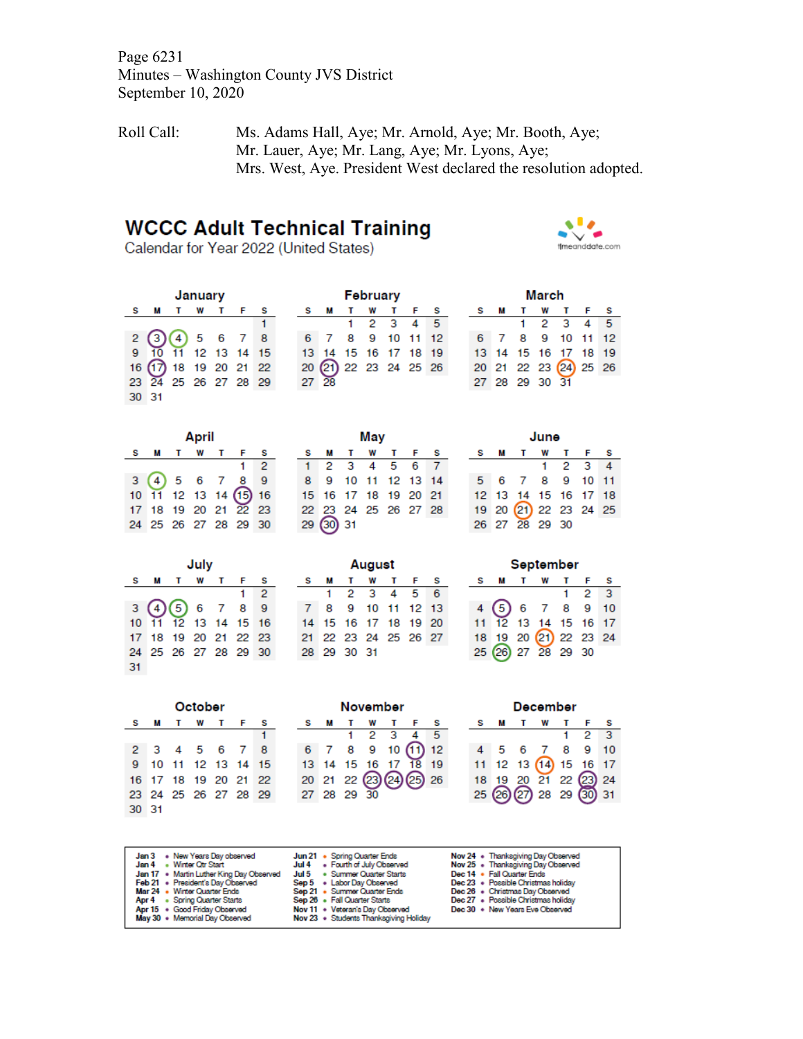Roll Call: Ms. Adams Hall, Aye; Mr. Arnold, Aye; Mr. Booth, Aye; Mr. Lauer, Aye; Mr. Lang, Aye; Mr. Lyons, Aye; Mrs. West, Aye. President West declared the resolution adopted.

# WCCC Adult Technical Training

Calendar for Year 2022 (United States)

timeanddate.com

### January

| S | M | T | W | T | F | S |
|---|---|---|---|---|---|---|
| | | | | | | 1 |
| 2 | 3 | 4 | 5 | 6 | 7 | 8 |
| 9 | 10 | 11 | 12 | 13 | 14 | 15 |
| 16 | 17 | 18 | 19 | 20 | 21 | 22 |
| 23 | 24 | 25 | 26 | 27 | 28 | 29 |
| 30 | 31 | | | | | |

### February

| S | M | T | W | T | F | S |
|---|---|---|---|---|---|---|
| | | 1 | 2 | 3 | 4 | 5 |
| 6 | 7 | 8 | 9 | 10 | 11 | 12 |
| 13 | 14 | 15 | 16 | 17 | 18 | 19 |
| 20 | 21 | 22 | 23 | 24 | 25 | 26 |
| 27 | 28 | | | | | |

### March

| S | M | T | W | T | F | S |
|---|---|---|---|---|---|---|
| | | 1 | 2 | 3 | 4 | 5 |
| 6 | 7 | 8 | 9 | 10 | 11 | 12 |
| 13 | 14 | 15 | 16 | 17 | 18 | 19 |
| 20 | 21 | 22 | 23 | 24 | 25 | 26 |
| 27 | 28 | 29 | 30 | 31 | | |

### April

| S | M | T | W | T | F | S |
|---|---|---|---|---|---|---|
| | | | | | 1 | 2 |
| 3 | 4 | 5 | 6 | 7 | 8 | 9 |
| 10 | 11 | 12 | 13 | 14 | 15 | 16 |
| 17 | 18 | 19 | 20 | 21 | 22 | 23 |
| 24 | 25 | 26 | 27 | 28 | 29 | 30 |

### May

| S | M | T | W | T | F | S |
|---|---|---|---|---|---|---|
| 1 | 2 | 3 | 4 | 5 | 6 | 7 |
| 8 | 9 | 10 | 11 | 12 | 13 | 14 |
| 15 | 16 | 17 | 18 | 19 | 20 | 21 |
| 22 | 23 | 24 | 25 | 26 | 27 | 28 |
| 29 | 30 | 31 | | | | |

### June

| S | M | T | W | T | F | S |
|---|---|---|---|---|---|---|
| | | | 1 | 2 | 3 | 4 |
| 5 | 6 | 7 | 8 | 9 | 10 | 11 |
| 12 | 13 | 14 | 15 | 16 | 17 | 18 |
| 19 | 20 | 21 | 22 | 23 | 24 | 25 |
| 26 | 27 | 28 | 29 | 30 | | |

### July

| S | M | T | W | T | F | S |
|---|---|---|---|---|---|---|
| | | | | | 1 | 2 |
| 3 | 4 | 5 | 6 | 7 | 8 | 9 |
| 10 | 11 | 12 | 13 | 14 | 15 | 16 |
| 17 | 18 | 19 | 20 | 21 | 22 | 23 |
| 24 | 25 | 26 | 27 | 28 | 29 | 30 |
| 31 | | | | | | |

### August

| S | M | T | W | T | F | S |
|---|---|---|---|---|---|---|
| | 1 | 2 | 3 | 4 | 5 | 6 |
| 7 | 8 | 9 | 10 | 11 | 12 | 13 |
| 14 | 15 | 16 | 17 | 18 | 19 | 20 |
| 21 | 22 | 23 | 24 | 25 | 26 | 27 |
| 28 | 29 | 30 | 31 | | | |

### September

| S | M | T | W | T | F | S |
|---|---|---|---|---|---|---|
| | | | | 1 | 2 | 3 |
| 4 | 5 | 6 | 7 | 8 | 9 | 10 |
| 11 | 12 | 13 | 14 | 15 | 16 | 17 |
| 18 | 19 | 20 | 21 | 22 | 23 | 24 |
| 25 | 26 | 27 | 28 | 29 | 30 | |

### October

| S | M | T | W | T | F | S |
|---|---|---|---|---|---|---|
| | | | | | | 1 |
| 2 | 3 | 4 | 5 | 6 | 7 | 8 |
| 9 | 10 | 11 | 12 | 13 | 14 | 15 |
| 16 | 17 | 18 | 19 | 20 | 21 | 22 |
| 23 | 24 | 25 | 26 | 27 | 28 | 29 |
| 30 | 31 | | | | | |

### November

| S | M | T | W | T | F | S |
|---|---|---|---|---|---|---|
| | | 1 | 2 | 3 | 4 | 5 |
| 6 | 7 | 8 | 9 | 10 | 11 | 12 |
| 13 | 14 | 15 | 16 | 17 | 18 | 19 |
| 20 | 21 | 22 | 23 | 24 | 25 | 26 |
| 27 | 28 | 29 | 30 | | | |

### December

| S | M | T | W | T | F | S |
|---|---|---|---|---|---|---|
| | | | | 1 | 2 | 3 |
| 4 | 5 | 6 | 7 | 8 | 9 | 10 |
| 11 | 12 | 13 | 14 | 15 | 16 | 17 |
| 18 | 19 | 20 | 21 | 22 | 23 | 24 |
| 25 | 26 | 27 | 28 | 29 | 30 | 31 |

- **Jan 3** • New Years Day observed
- **Jan 4** • Winter Qtr Start
- **Jan 17** • Martin Luther King Day Observed
- **Feb 21** • President's Day Observed
- **Mar 24** • Winter Quarter Ends
- **Apr 4** • Spring Quarter Starts
- **Apr 15** • Good Friday Observed
- **May 30** • Memorial Day Observed
- **Jun 21** • Spring Quarter Ends
- **Jul 4** • Fourth of July Observed
- **Jul 5** • Summer Quarter Starts
- **Sep 5** • Labor Day Observed
- **Sep 21** • Summer Quarter Ends
- **Sep 26** • Fall Quarter Starts
- **Nov 11** • Veteran's Day Observed
- **Nov 23** • Students Thanksgiving Holiday
- **Nov 24** • Thanksgiving Day Observed
- **Nov 25** • Thanksgiving Day Observed
- **Dec 14** • Fall Quarter Ends
- **Dec 23** • Possible Christmas holiday
- **Dec 26** • Christmas Day Observed
- **Dec 27** • Possible Christmas holiday
- **Dec 30** • New Years Eve Observed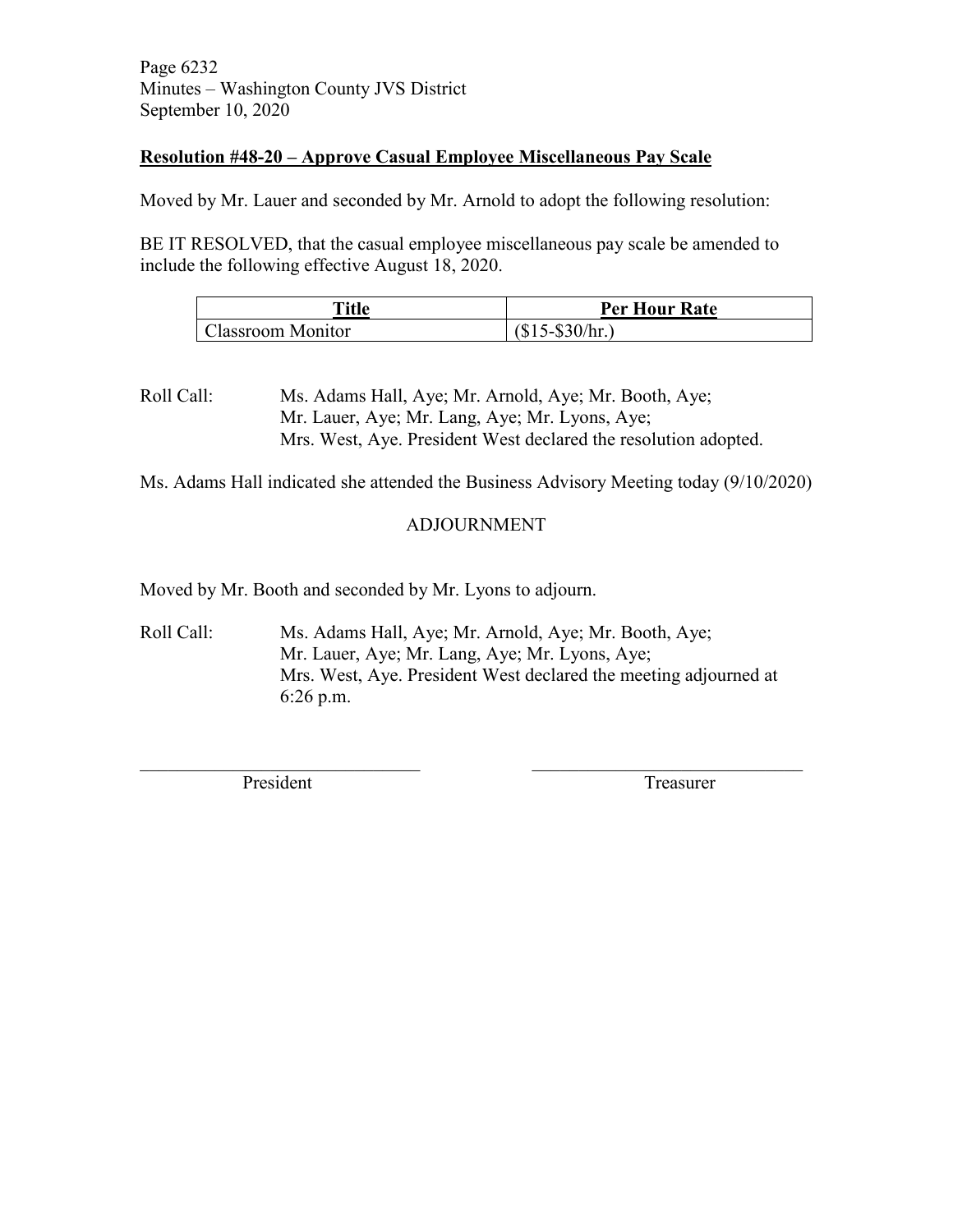**Resolution #48-20 – Approve Casual Employee Miscellaneous Pay Scale**

Moved by Mr. Lauer and seconded by Mr. Arnold to adopt the following resolution:

BE IT RESOLVED, that the casual employee miscellaneous pay scale be amended to include the following effective August 18, 2020.

| Title | Per Hour Rate |
| --- | --- |
| Classroom Monitor | ($15-$30/hr.) |

Roll Call: Ms. Adams Hall, Aye; Mr. Arnold, Aye; Mr. Booth, Aye; Mr. Lauer, Aye; Mr. Lang, Aye; Mr. Lyons, Aye; Mrs. West, Aye. President West declared the resolution adopted.

Ms. Adams Hall indicated she attended the Business Advisory Meeting today (9/10/2020)

ADJOURNMENT

Moved by Mr. Booth and seconded by Mr. Lyons to adjourn.

Roll Call: Ms. Adams Hall, Aye; Mr. Arnold, Aye; Mr. Booth, Aye; Mr. Lauer, Aye; Mr. Lang, Aye; Mr. Lyons, Aye; Mrs. West, Aye. President West declared the meeting adjourned at 6:26 p.m.

______________________________ President

______________________________ Treasurer